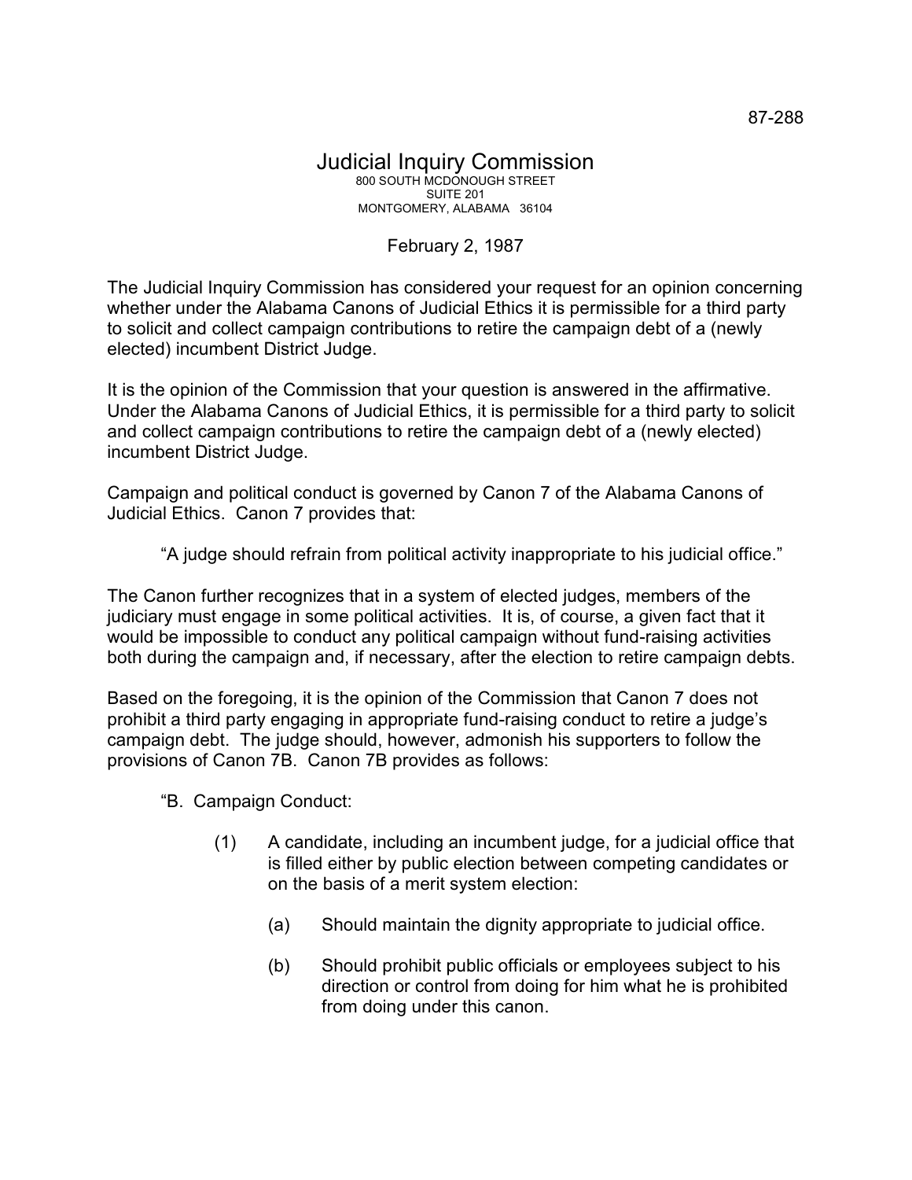87-288

# Judicial Inquiry Commission

800 SOUTH MCDONOUGH STREET
SUITE 201
MONTGOMERY, ALABAMA 36104

February 2, 1987

The Judicial Inquiry Commission has considered your request for an opinion concerning whether under the Alabama Canons of Judicial Ethics it is permissible for a third party to solicit and collect campaign contributions to retire the campaign debt of a (newly elected) incumbent District Judge.

It is the opinion of the Commission that your question is answered in the affirmative. Under the Alabama Canons of Judicial Ethics, it is permissible for a third party to solicit and collect campaign contributions to retire the campaign debt of a (newly elected) incumbent District Judge.

Campaign and political conduct is governed by Canon 7 of the Alabama Canons of Judicial Ethics. Canon 7 provides that:

> "A judge should refrain from political activity inappropriate to his judicial office."

The Canon further recognizes that in a system of elected judges, members of the judiciary must engage in some political activities. It is, of course, a given fact that it would be impossible to conduct any political campaign without fund-raising activities both during the campaign and, if necessary, after the election to retire campaign debts.

Based on the foregoing, it is the opinion of the Commission that Canon 7 does not prohibit a third party engaging in appropriate fund-raising conduct to retire a judge's campaign debt. The judge should, however, admonish his supporters to follow the provisions of Canon 7B. Canon 7B provides as follows:

> "B. Campaign Conduct:
>
> (1) A candidate, including an incumbent judge, for a judicial office that is filled either by public election between competing candidates or on the basis of a merit system election:
>
> (a) Should maintain the dignity appropriate to judicial office.
>
> (b) Should prohibit public officials or employees subject to his direction or control from doing for him what he is prohibited from doing under this canon.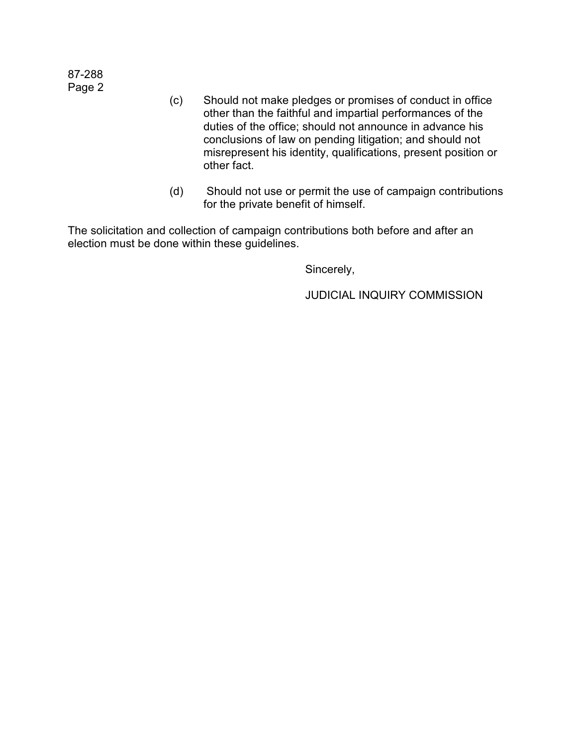(c) Should not make pledges or promises of conduct in office other than the faithful and impartial performances of the duties of the office; should not announce in advance his conclusions of law on pending litigation; and should not misrepresent his identity, qualifications, present position or other fact.

(d) Should not use or permit the use of campaign contributions for the private benefit of himself.

The solicitation and collection of campaign contributions both before and after an election must be done within these guidelines.

Sincerely,

JUDICIAL INQUIRY COMMISSION